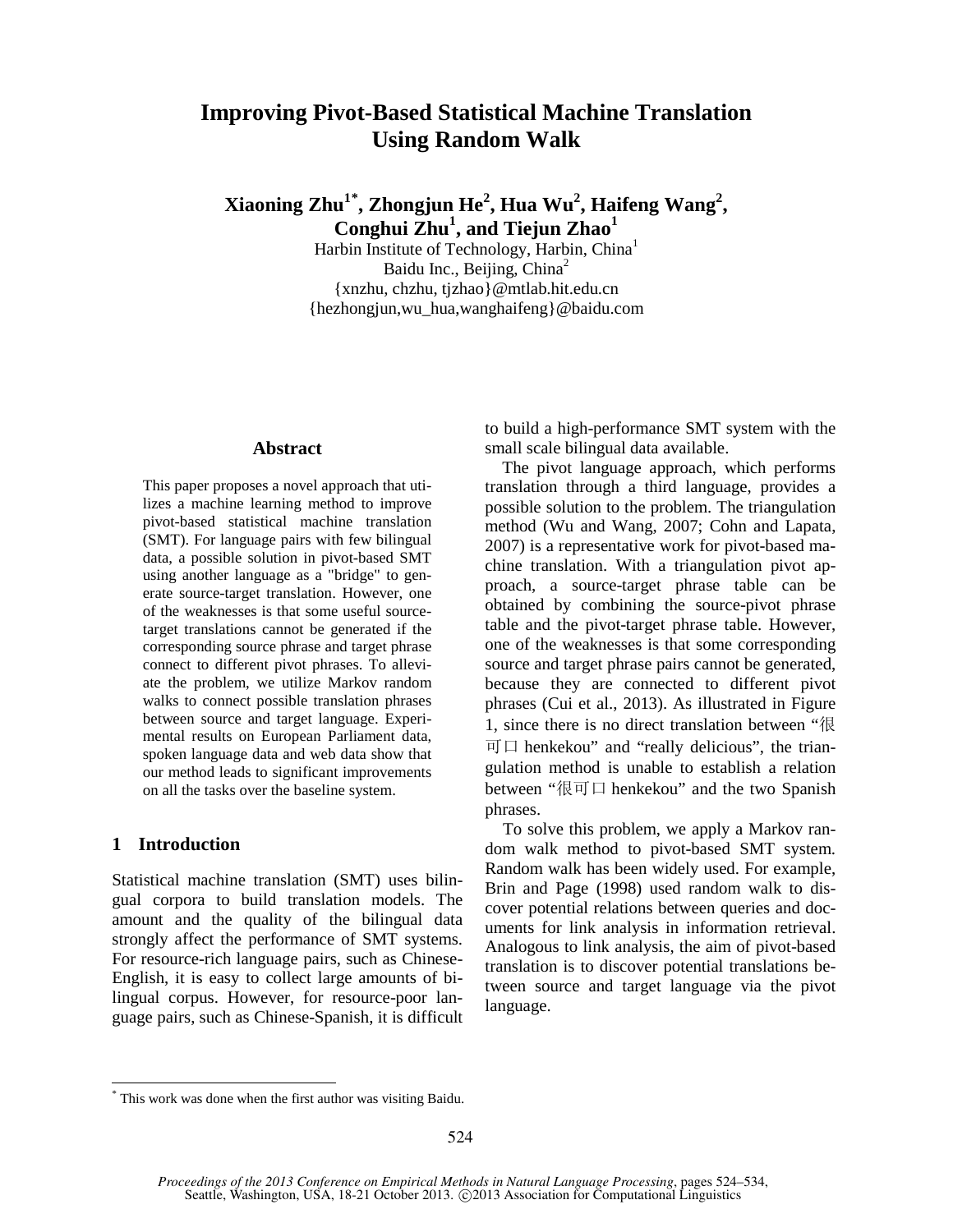# Improving Pivot-Based Statistical Machine Translation Using Random Walk

**Xiaoning Zhu[1*], Zhongjun He[2], Hua Wu[2], Haifeng Wang[2], Conghui Zhu[1], and Tiejun Zhao[1]**

Harbin Institute of Technology, Harbin, China[1]
Baidu Inc., Beijing, China[2]
{xnzhu, chzhu, tjzhao}@mtlab.hit.edu.cn
{hezhongjun,wu_hua,wanghaifeng}@baidu.com

## Abstract

This paper proposes a novel approach that utilizes a machine learning method to improve pivot-based statistical machine translation (SMT). For language pairs with few bilingual data, a possible solution in pivot-based SMT using another language as a "bridge" to generate source-target translation. However, one of the weaknesses is that some useful source-target translations cannot be generated if the corresponding source phrase and target phrase connect to different pivot phrases. To alleviate the problem, we utilize Markov random walks to connect possible translation phrases between source and target language. Experimental results on European Parliament data, spoken language data and web data show that our method leads to significant improvements on all the tasks over the baseline system.

## 1 Introduction

Statistical machine translation (SMT) uses bilingual corpora to build translation models. The amount and the quality of the bilingual data strongly affect the performance of SMT systems. For resource-rich language pairs, such as Chinese-English, it is easy to collect large amounts of bilingual corpus. However, for resource-poor language pairs, such as Chinese-Spanish, it is difficult to build a high-performance SMT system with the small scale bilingual data available.

The pivot language approach, which performs translation through a third language, provides a possible solution to the problem. The triangulation method (Wu and Wang, 2007; Cohn and Lapata, 2007) is a representative work for pivot-based machine translation. With a triangulation pivot approach, a source-target phrase table can be obtained by combining the source-pivot phrase table and the pivot-target phrase table. However, one of the weaknesses is that some corresponding source and target phrase pairs cannot be generated, because they are connected to different pivot phrases (Cui et al., 2013). As illustrated in Figure 1, since there is no direct translation between "很可口 henkekou" and "really delicious", the triangulation method is unable to establish a relation between "很可口 henkekou" and the two Spanish phrases.

To solve this problem, we apply a Markov random walk method to pivot-based SMT system. Random walk has been widely used. For example, Brin and Page (1998) used random walk to discover potential relations between queries and documents for link analysis in information retrieval. Analogous to link analysis, the aim of pivot-based translation is to discover potential translations between source and target language via the pivot language.

[*] This work was done when the first author was visiting Baidu.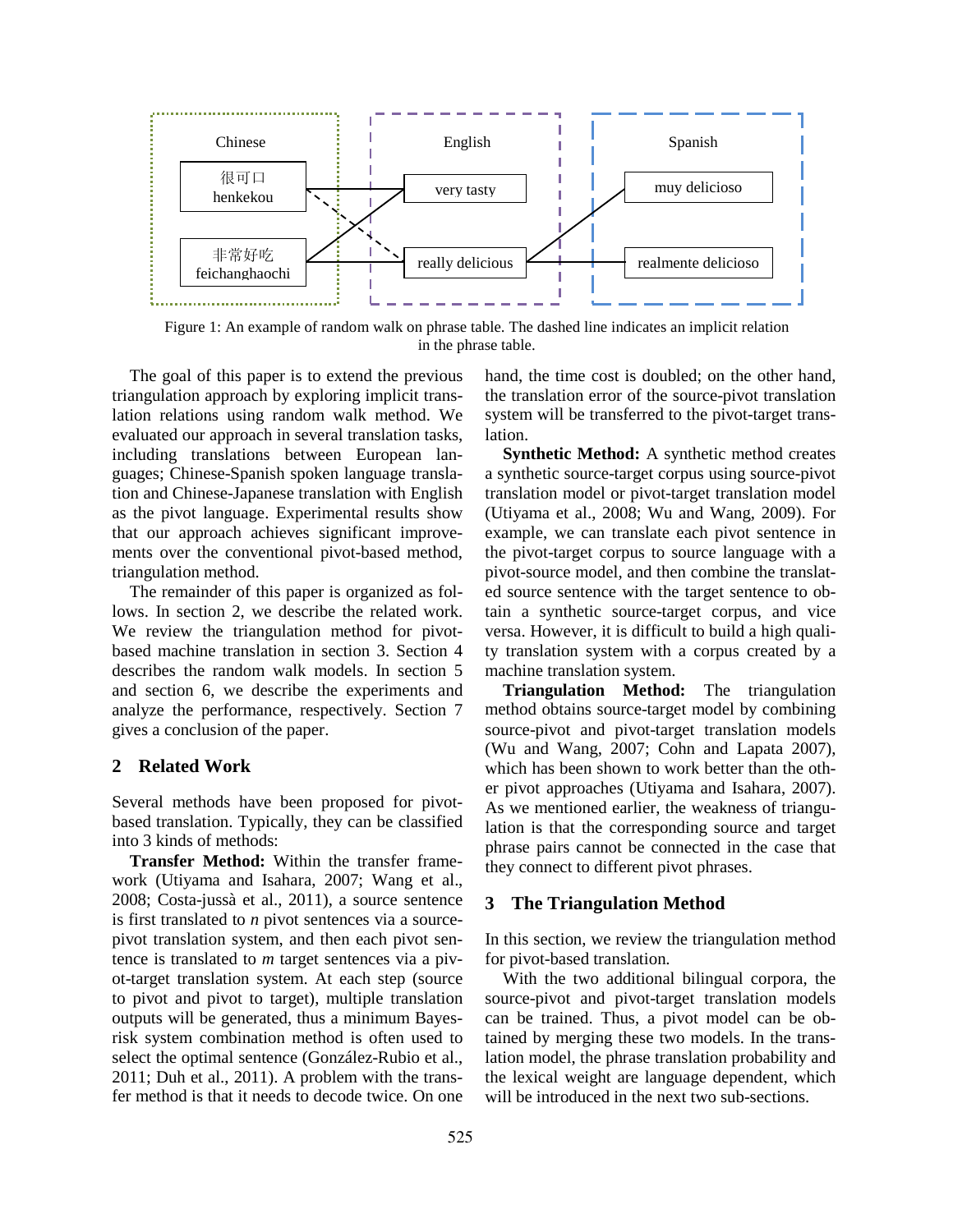Figure 1: An example of random walk on phrase table. The dashed line indicates an implicit relation in the phrase table.

The goal of this paper is to extend the previous triangulation approach by exploring implicit translation relations using random walk method. We evaluated our approach in several translation tasks, including translations between European languages; Chinese-Spanish spoken language translation and Chinese-Japanese translation with English as the pivot language. Experimental results show that our approach achieves significant improvements over the conventional pivot-based method, triangulation method.

The remainder of this paper is organized as follows. In section 2, we describe the related work. We review the triangulation method for pivot-based machine translation in section 3. Section 4 describes the random walk models. In section 5 and section 6, we describe the experiments and analyze the performance, respectively. Section 7 gives a conclusion of the paper.

## 2 Related Work

Several methods have been proposed for pivot-based translation. Typically, they can be classified into 3 kinds of methods:

**Transfer Method:** Within the transfer framework (Utiyama and Isahara, 2007; Wang et al., 2008; Costa-jussà et al., 2011), a source sentence is first translated to *n* pivot sentences via a source-pivot translation system, and then each pivot sentence is translated to *m* target sentences via a pivot-target translation system. At each step (source to pivot and pivot to target), multiple translation outputs will be generated, thus a minimum Bayes-risk system combination method is often used to select the optimal sentence (González-Rubio et al., 2011; Duh et al., 2011). A problem with the transfer method is that it needs to decode twice. On one hand, the time cost is doubled; on the other hand, the translation error of the source-pivot translation system will be transferred to the pivot-target translation.

**Synthetic Method:** A synthetic method creates a synthetic source-target corpus using source-pivot translation model or pivot-target translation model (Utiyama et al., 2008; Wu and Wang, 2009). For example, we can translate each pivot sentence in the pivot-target corpus to source language with a pivot-source model, and then combine the translated source sentence with the target sentence to obtain a synthetic source-target corpus, and vice versa. However, it is difficult to build a high quality translation system with a corpus created by a machine translation system.

**Triangulation Method:** The triangulation method obtains source-target model by combining source-pivot and pivot-target translation models (Wu and Wang, 2007; Cohn and Lapata 2007), which has been shown to work better than the other pivot approaches (Utiyama and Isahara, 2007). As we mentioned earlier, the weakness of triangulation is that the corresponding source and target phrase pairs cannot be connected in the case that they connect to different pivot phrases.

## 3 The Triangulation Method

In this section, we review the triangulation method for pivot-based translation.

With the two additional bilingual corpora, the source-pivot and pivot-target translation models can be trained. Thus, a pivot model can be obtained by merging these two models. In the translation model, the phrase translation probability and the lexical weight are language dependent, which will be introduced in the next two sub-sections.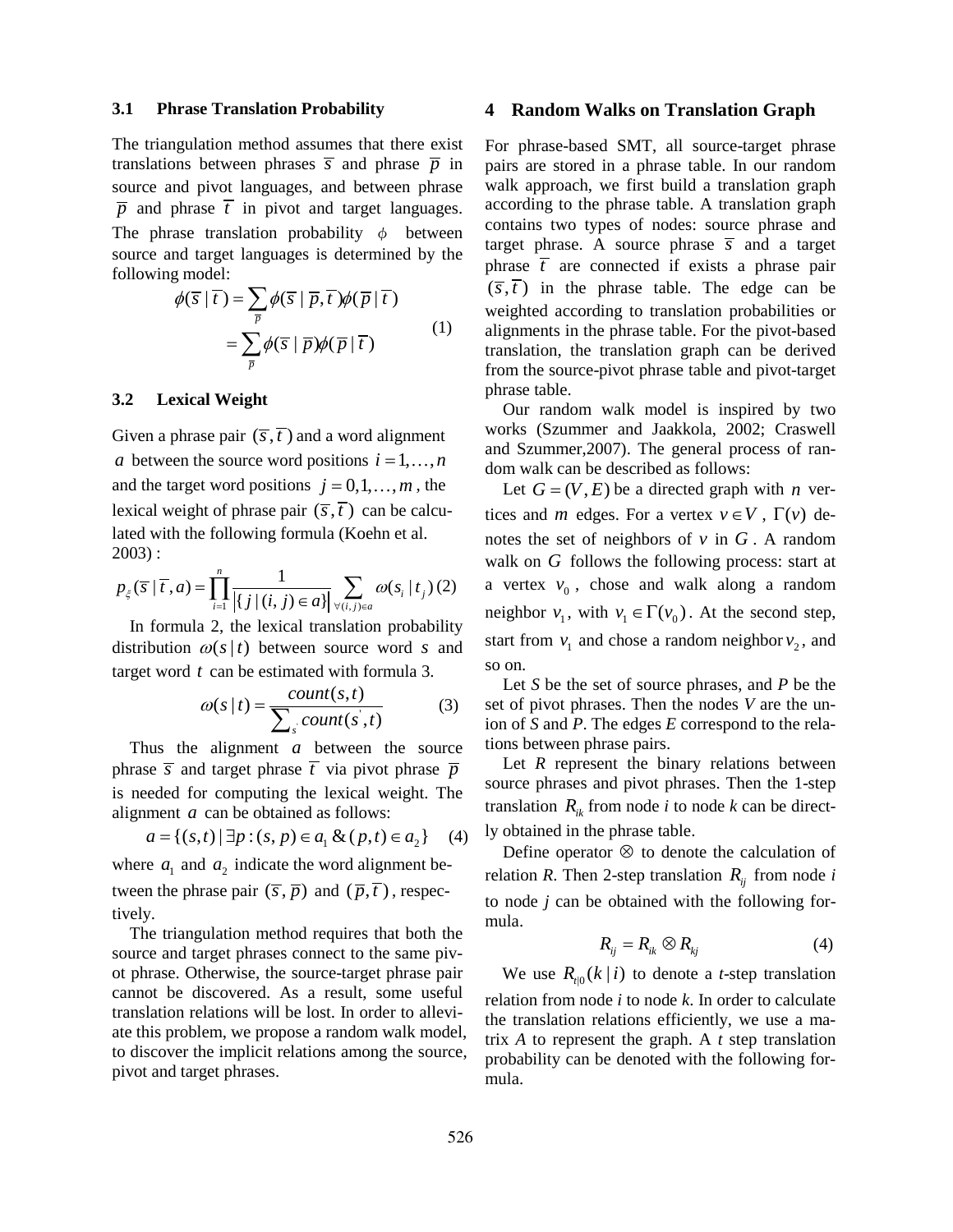### 3.1 Phrase Translation Probability

The triangulation method assumes that there exist translations between phrases $\overline{s}$ and phrase $\overline{p}$ in source and pivot languages, and between phrase $\overline{p}$ and phrase $\overline{t}$ in pivot and target languages. The phrase translation probability $\phi$ between source and target languages is determined by the following model:

$$\begin{aligned}\phi(\overline{s} \mid \overline{t}) &= \sum_{\overline{p}} \phi(\overline{s} \mid \overline{p}, \overline{t})\phi(\overline{p} \mid \overline{t}) \\ &= \sum_{\overline{p}} \phi(\overline{s} \mid \overline{p})\phi(\overline{p} \mid \overline{t})\end{aligned} \quad (1)$$

### 3.2 Lexical Weight

Given a phrase pair $(\overline{s}, \overline{t})$ and a word alignment $a$ between the source word positions $i = 1, \ldots, n$ and the target word positions $j = 0, 1, \ldots, m$, the lexical weight of phrase pair $(\overline{s}, \overline{t})$ can be calculated with the following formula (Koehn et al. 2003) :

$$p_{\xi}(\overline{s} \mid \overline{t}, a) = \prod_{i=1}^{n} \frac{1}{|\{j \mid (i,j) \in a\}|} \sum_{\forall (i,j) \in a} \omega(s_i \mid t_j) \quad (2)$$

In formula 2, the lexical translation probability distribution $\omega(s \mid t)$ between source word $s$ and target word $t$ can be estimated with formula 3.

$$\omega(s \mid t) = \frac{count(s,t)}{\sum_{s'} count(s',t)} \quad (3)$$

Thus the alignment $a$ between the source phrase $\overline{s}$ and target phrase $\overline{t}$ via pivot phrase $\overline{p}$ is needed for computing the lexical weight. The alignment $a$ can be obtained as follows:

$$a = \{(s,t) \mid \exists p : (s,p) \in a_1 \ \& \ (p,t) \in a_2\} \quad (4)$$

where $a_1$ and $a_2$ indicate the word alignment between the phrase pair $(\overline{s}, \overline{p})$ and $(\overline{p}, \overline{t})$, respectively.

The triangulation method requires that both the source and target phrases connect to the same pivot phrase. Otherwise, the source-target phrase pair cannot be discovered. As a result, some useful translation relations will be lost. In order to alleviate this problem, we propose a random walk model, to discover the implicit relations among the source, pivot and target phrases.

## 4 Random Walks on Translation Graph

For phrase-based SMT, all source-target phrase pairs are stored in a phrase table. In our random walk approach, we first build a translation graph according to the phrase table. A translation graph contains two types of nodes: source phrase and target phrase. A source phrase $\overline{s}$ and a target phrase $\overline{t}$ are connected if exists a phrase pair $(\overline{s}, \overline{t})$ in the phrase table. The edge can be weighted according to translation probabilities or alignments in the phrase table. For the pivot-based translation, the translation graph can be derived from the source-pivot phrase table and pivot-target phrase table.

Our random walk model is inspired by two works (Szummer and Jaakkola, 2002; Craswell and Szummer,2007). The general process of random walk can be described as follows:

Let $G = (V, E)$ be a directed graph with $n$ vertices and $m$ edges. For a vertex $v \in V$, $\Gamma(v)$ denotes the set of neighbors of $v$ in $G$. A random walk on $G$ follows the following process: start at a vertex $v_0$, chose and walk along a random neighbor $v_1$, with $v_1 \in \Gamma(v_0)$. At the second step, start from $v_1$ and chose a random neighbor $v_2$, and so on.

Let *S* be the set of source phrases, and *P* be the set of pivot phrases. Then the nodes *V* are the union of *S* and *P*. The edges *E* correspond to the relations between phrase pairs.

Let *R* represent the binary relations between source phrases and pivot phrases. Then the 1-step translation $R_{ik}$ from node *i* to node *k* can be directly obtained in the phrase table.

Define operator $\otimes$ to denote the calculation of relation *R*. Then 2-step translation $R_{ij}$ from node *i* to node *j* can be obtained with the following formula.

$$R_{ij} = R_{ik} \otimes R_{kj} \quad (4)$$

We use $R_{t|0}(k \mid i)$ to denote a *t*-step translation relation from node *i* to node *k*. In order to calculate the translation relations efficiently, we use a matrix *A* to represent the graph. A *t* step translation probability can be denoted with the following formula.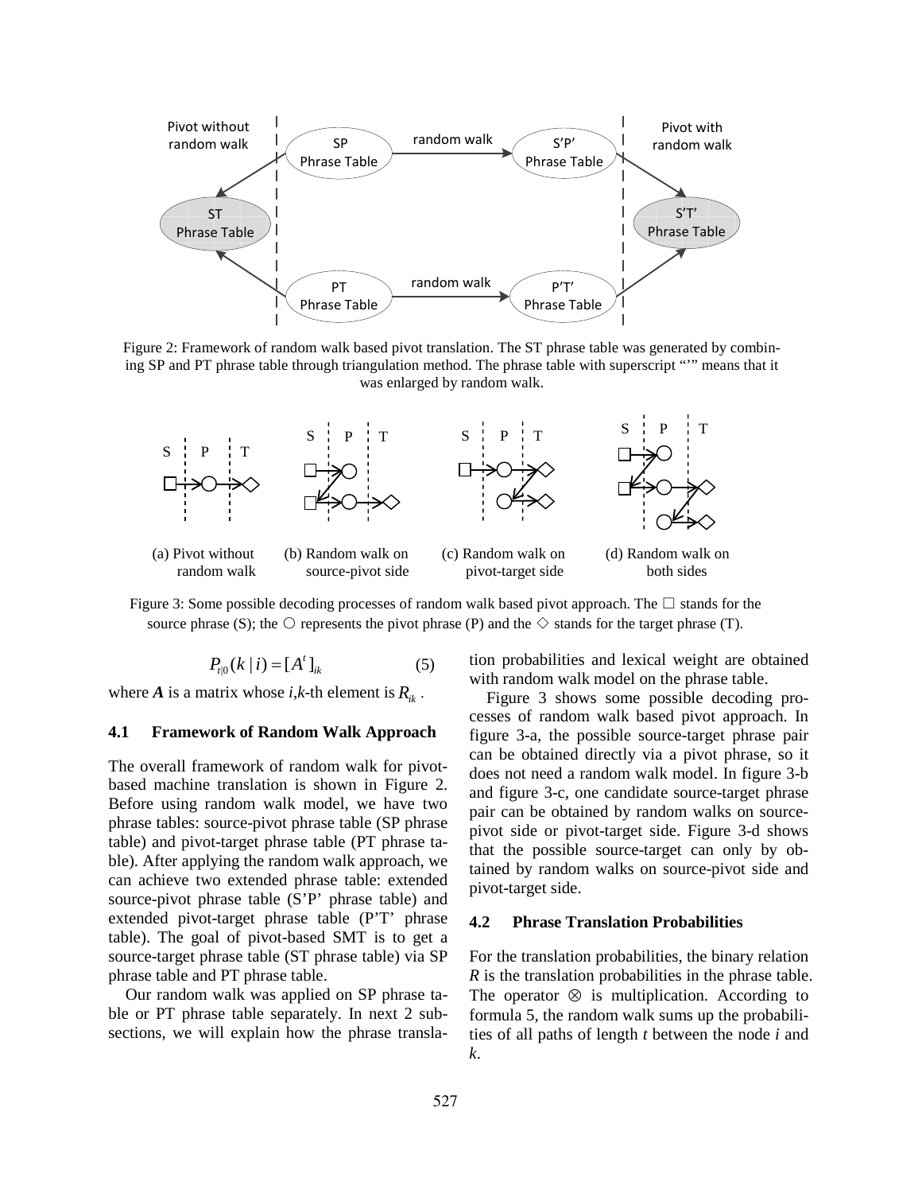Figure 2: Framework of random walk based pivot translation. The ST phrase table was generated by combining SP and PT phrase table through triangulation method. The phrase table with superscript "'" means that it was enlarged by random walk.

Figure 3: Some possible decoding processes of random walk based pivot approach. The □ stands for the source phrase (S); the ○ represents the pivot phrase (P) and the ◇ stands for the target phrase (T).

$$P_{t|0}(k \mid i) = [A^t]_{ik} \tag{5}$$

where $\boldsymbol{A}$ is a matrix whose $i,k$-th element is $R_{ik}$.

### 4.1 Framework of Random Walk Approach

The overall framework of random walk for pivot-based machine translation is shown in Figure 2. Before using random walk model, we have two phrase tables: source-pivot phrase table (SP phrase table) and pivot-target phrase table (PT phrase table). After applying the random walk approach, we can achieve two extended phrase table: extended source-pivot phrase table (S'P' phrase table) and extended pivot-target phrase table (P'T' phrase table). The goal of pivot-based SMT is to get a source-target phrase table (ST phrase table) via SP phrase table and PT phrase table.

Our random walk was applied on SP phrase table or PT phrase table separately. In next 2 subsections, we will explain how the phrase translation probabilities and lexical weight are obtained with random walk model on the phrase table.

Figure 3 shows some possible decoding processes of random walk based pivot approach. In figure 3-a, the possible source-target phrase pair can be obtained directly via a pivot phrase, so it does not need a random walk model. In figure 3-b and figure 3-c, one candidate source-target phrase pair can be obtained by random walks on source-pivot side or pivot-target side. Figure 3-d shows that the possible source-target can only by obtained by random walks on source-pivot side and pivot-target side.

### 4.2 Phrase Translation Probabilities

For the translation probabilities, the binary relation $R$ is the translation probabilities in the phrase table. The operator $\otimes$ is multiplication. According to formula 5, the random walk sums up the probabilities of all paths of length $t$ between the node $i$ and $k$.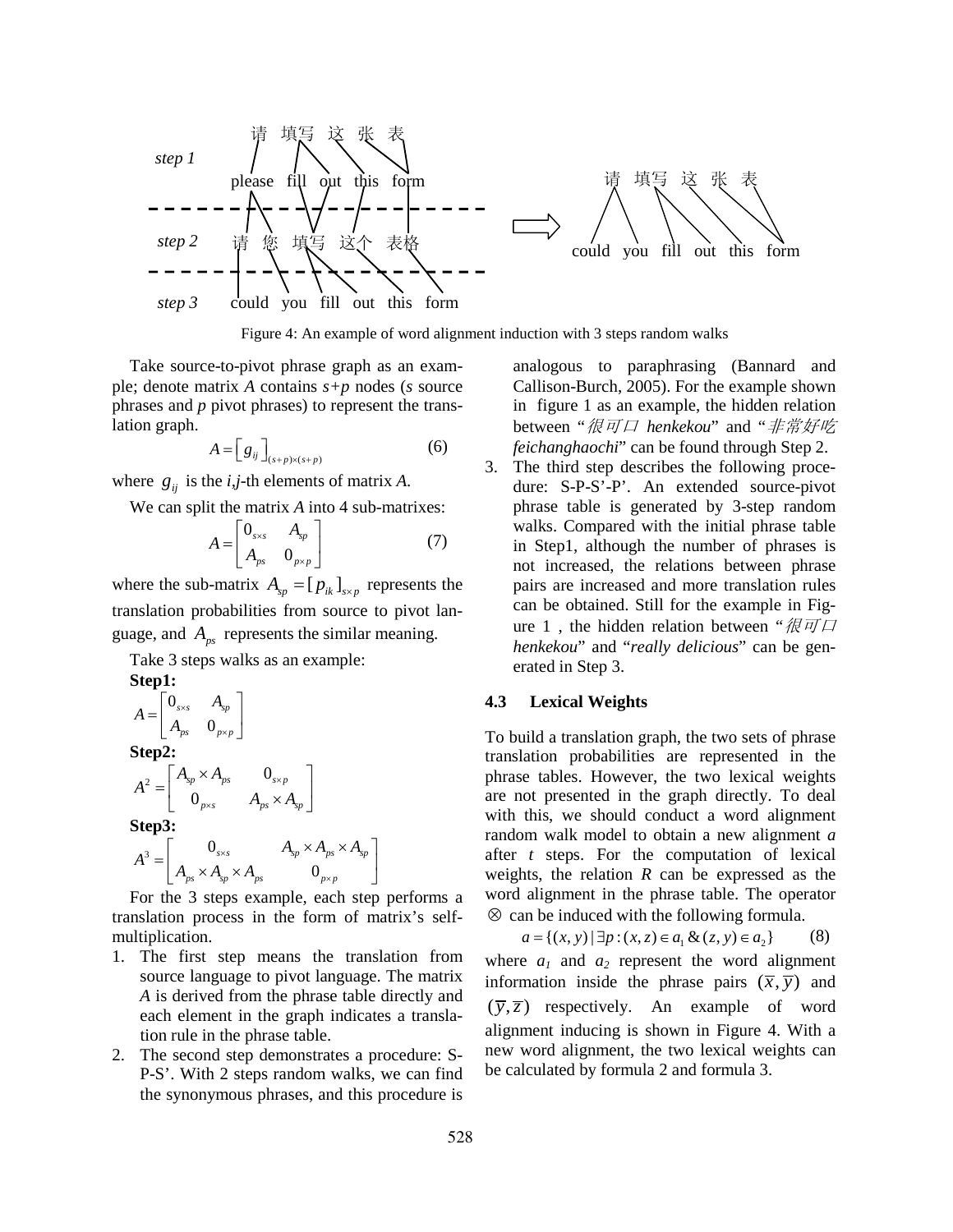Figure 4: An example of word alignment induction with 3 steps random walks

Take source-to-pivot phrase graph as an example; denote matrix *A* contains *s+p* nodes (*s* source phrases and *p* pivot phrases) to represent the translation graph.

$$A = \left[ g_{ij} \right]_{(s+p)\times(s+p)} \quad (6)$$

where $g_{ij}$ is the *i*,*j*-th elements of matrix *A*.

We can split the matrix *A* into 4 sub-matrixes:

$$A = \begin{bmatrix} 0_{s\times s} & A_{sp} \\ A_{ps} & 0_{p\times p} \end{bmatrix} \quad (7)$$

where the sub-matrix $A_{sp} = [p_{ik}]_{s\times p}$ represents the translation probabilities from source to pivot language, and $A_{ps}$ represents the similar meaning.

Take 3 steps walks as an example:

**Step1:**

$$A = \begin{bmatrix} 0_{s\times s} & A_{sp} \\ A_{ps} & 0_{p\times p} \end{bmatrix}$$

**Step2:**

$$A^2 = \begin{bmatrix} A_{sp} \times A_{ps} & 0_{s\times p} \\ 0_{p\times s} & A_{ps} \times A_{sp} \end{bmatrix}$$

**Step3:**

$$A^3 = \begin{bmatrix} 0_{s\times s} & A_{sp} \times A_{ps} \times A_{sp} \\ A_{ps} \times A_{sp} \times A_{ps} & 0_{p\times p} \end{bmatrix}$$

For the 3 steps example, each step performs a translation process in the form of matrix's self-multiplication.

1. The first step means the translation from source language to pivot language. The matrix *A* is derived from the phrase table directly and each element in the graph indicates a translation rule in the phrase table.
2. The second step demonstrates a procedure: S-P-S'. With 2 steps random walks, we can find the synonymous phrases, and this procedure is analogous to paraphrasing (Bannard and Callison-Burch, 2005). For the example shown in figure 1 as an example, the hidden relation between "*很可口 henkekou*" and "*非常好吃 feichanghaochi*" can be found through Step 2.
3. The third step describes the following procedure: S-P-S'-P'. An extended source-pivot phrase table is generated by 3-step random walks. Compared with the initial phrase table in Step1, although the number of phrases is not increased, the relations between phrase pairs are increased and more translation rules can be obtained. Still for the example in Figure 1 , the hidden relation between "*很可口 henkekou*" and "*really delicious*" can be generated in Step 3.

### 4.3 Lexical Weights

To build a translation graph, the two sets of phrase translation probabilities are represented in the phrase tables. However, the two lexical weights are not presented in the graph directly. To deal with this, we should conduct a word alignment random walk model to obtain a new alignment *a* after *t* steps. For the computation of lexical weights, the relation *R* can be expressed as the word alignment in the phrase table. The operator $\otimes$ can be induced with the following formula.

$$a = \{(x, y) \mid \exists p : (x, z) \in a_1 \,\&\, (z, y) \in a_2\} \quad (8)$$

where $a_1$ and $a_2$ represent the word alignment information inside the phrase pairs $(\bar{x}, \bar{y})$ and $(\bar{y}, \bar{z})$ respectively. An example of word alignment inducing is shown in Figure 4. With a new word alignment, the two lexical weights can be calculated by formula 2 and formula 3.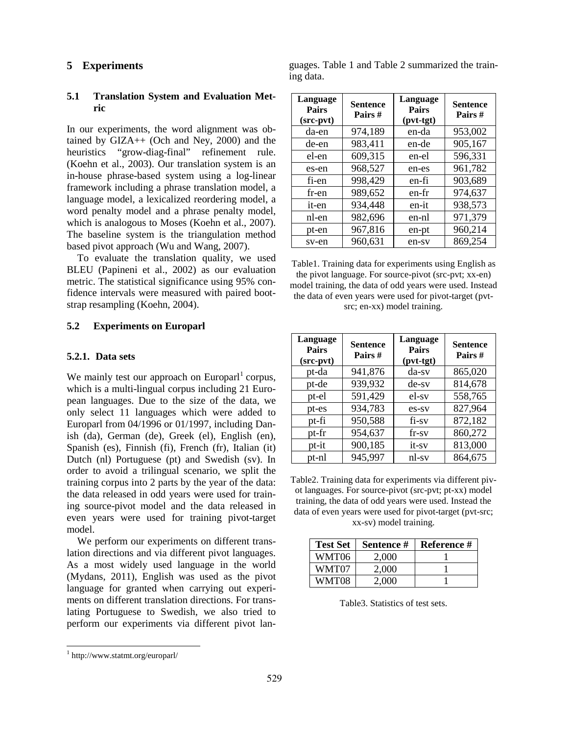## 5 Experiments

### 5.1 Translation System and Evaluation Metric

In our experiments, the word alignment was obtained by GIZA++ (Och and Ney, 2000) and the heuristics "grow-diag-final" refinement rule. (Koehn et al., 2003). Our translation system is an in-house phrase-based system using a log-linear framework including a phrase translation model, a language model, a lexicalized reordering model, a word penalty model and a phrase penalty model, which is analogous to Moses (Koehn et al., 2007). The baseline system is the triangulation method based pivot approach (Wu and Wang, 2007).

To evaluate the translation quality, we used BLEU (Papineni et al., 2002) as our evaluation metric. The statistical significance using 95% confidence intervals were measured with paired bootstrap resampling (Koehn, 2004).

### 5.2 Experiments on Europarl

#### 5.2.1. Data sets

We mainly test our approach on Europarl[1] corpus, which is a multi-lingual corpus including 21 European languages. Due to the size of the data, we only select 11 languages which were added to Europarl from 04/1996 or 01/1997, including Danish (da), German (de), Greek (el), English (en), Spanish (es), Finnish (fi), French (fr), Italian (it) Dutch (nl) Portuguese (pt) and Swedish (sv). In order to avoid a trilingual scenario, we split the training corpus into 2 parts by the year of the data: the data released in odd years were used for training source-pivot model and the data released in even years were used for training pivot-target model.

We perform our experiments on different translation directions and via different pivot languages. As a most widely used language in the world (Mydans, 2011), English was used as the pivot language for granted when carrying out experiments on different translation directions. For translating Portuguese to Swedish, we also tried to perform our experiments via different pivot languages. Table 1 and Table 2 summarized the training data.

| Language Pairs (src-pvt) | Sentence Pairs # | Language Pairs (pvt-tgt) | Sentence Pairs # |
|---|---|---|---|
| da-en | 974,189 | en-da | 953,002 |
| de-en | 983,411 | en-de | 905,167 |
| el-en | 609,315 | en-el | 596,331 |
| es-en | 968,527 | en-es | 961,782 |
| fi-en | 998,429 | en-fi | 903,689 |
| fr-en | 989,652 | en-fr | 974,637 |
| it-en | 934,448 | en-it | 938,573 |
| nl-en | 982,696 | en-nl | 971,379 |
| pt-en | 967,816 | en-pt | 960,214 |
| sv-en | 960,631 | en-sv | 869,254 |

Table1. Training data for experiments using English as the pivot language. For source-pivot (src-pvt; xx-en) model training, the data of odd years were used. Instead the data of even years were used for pivot-target (pvt-src; en-xx) model training.

| Language Pairs (src-pvt) | Sentence Pairs # | Language Pairs (pvt-tgt) | Sentence Pairs # |
|---|---|---|---|
| pt-da | 941,876 | da-sv | 865,020 |
| pt-de | 939,932 | de-sv | 814,678 |
| pt-el | 591,429 | el-sv | 558,765 |
| pt-es | 934,783 | es-sv | 827,964 |
| pt-fi | 950,588 | fi-sv | 872,182 |
| pt-fr | 954,637 | fr-sv | 860,272 |
| pt-it | 900,185 | it-sv | 813,000 |
| pt-nl | 945,997 | nl-sv | 864,675 |

Table2. Training data for experiments via different pivot languages. For source-pivot (src-pvt; pt-xx) model training, the data of odd years were used. Instead the data of even years were used for pivot-target (pvt-src; xx-sv) model training.

| Test Set | Sentence # | Reference # |
|---|---|---|
| WMT06 | 2,000 | 1 |
| WMT07 | 2,000 | 1 |
| WMT08 | 2,000 | 1 |

Table3. Statistics of test sets.

[1] http://www.statmt.org/europarl/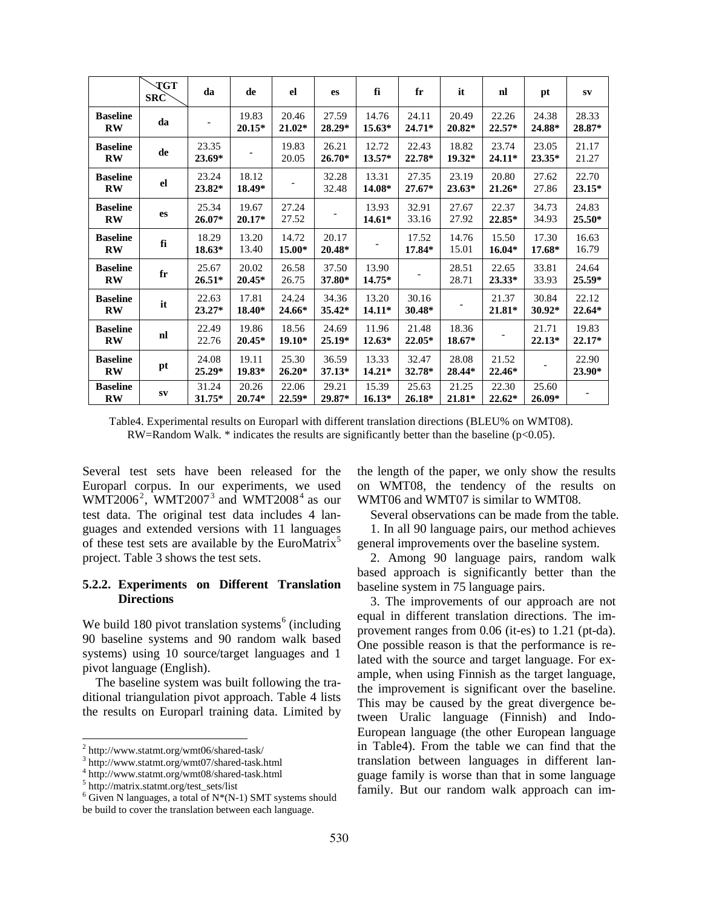| | TGT / SRC | da | de | el | es | fi | fr | it | nl | pt | sv |
|---|---|---|---|---|---|---|---|---|---|---|---|
| **Baseline** | **da** | - | 19.83 | 20.46 | 27.59 | 14.76 | 24.11 | 20.49 | 22.26 | 24.38 | 28.33 |
| **RW** | | | **20.15*** | **21.02*** | **28.29*** | **15.63*** | **24.71*** | **20.82*** | **22.57*** | **24.88*** | **28.87*** |
| **Baseline** | **de** | 23.35 | - | 19.83 | 26.21 | 12.72 | 22.43 | 18.82 | 23.74 | 23.05 | 21.17 |
| **RW** | | **23.69*** | | 20.05 | **26.70*** | **13.57*** | **22.78*** | **19.32*** | **24.11*** | **23.35*** | 21.27 |
| **Baseline** | **el** | 23.24 | 18.12 | - | 32.28 | 13.31 | 27.35 | 23.19 | 20.80 | 27.62 | 22.70 |
| **RW** | | **23.82*** | **18.49*** | | 32.48 | **14.08*** | **27.67*** | **23.63*** | **21.26*** | 27.86 | **23.15*** |
| **Baseline** | **es** | 25.34 | 19.67 | 27.24 | - | 13.93 | 32.91 | 27.67 | 22.37 | 34.73 | 24.83 |
| **RW** | | **26.07*** | **20.17*** | 27.52 | | **14.61*** | 33.16 | 27.92 | **22.85*** | 34.93 | **25.50*** |
| **Baseline** | **fi** | 18.29 | 13.20 | 14.72 | 20.17 | - | 17.52 | 14.76 | 15.50 | 17.30 | 16.63 |
| **RW** | | **18.63*** | 13.40 | **15.00*** | **20.48*** | | **17.84*** | 15.01 | **16.04*** | **17.68*** | 16.79 |
| **Baseline** | **fr** | 25.67 | 20.02 | 26.58 | 37.50 | 13.90 | - | 28.51 | 22.65 | 33.81 | 24.64 |
| **RW** | | **26.51*** | **20.45*** | 26.75 | **37.80*** | **14.75*** | | 28.71 | **23.33*** | 33.93 | **25.59*** |
| **Baseline** | **it** | 22.63 | 17.81 | 24.24 | 34.36 | 13.20 | 30.16 | - | 21.37 | 30.84 | 22.12 |
| **RW** | | **23.27*** | **18.40*** | **24.66*** | **35.42*** | **14.11*** | **30.48*** | | **21.81*** | **30.92*** | **22.64*** |
| **Baseline** | **nl** | 22.49 | 19.86 | 18.56 | 24.69 | 11.96 | 21.48 | 18.36 | - | 21.71 | 19.83 |
| **RW** | | 22.76 | **20.45*** | **19.10*** | **25.19*** | **12.63*** | **22.05*** | **18.67*** | | **22.13*** | **22.17*** |
| **Baseline** | **pt** | 24.08 | 19.11 | 25.30 | 36.59 | 13.33 | 32.47 | 28.08 | 21.52 | - | 22.90 |
| **RW** | | **25.29*** | **19.83*** | **26.20*** | **37.13*** | **14.21*** | **32.78*** | **28.44*** | **22.46*** | | **23.90*** |
| **Baseline** | **sv** | 31.24 | 20.26 | 22.06 | 29.21 | 15.39 | 25.63 | 21.25 | 22.30 | 25.60 | - |
| **RW** | | **31.75*** | **20.74*** | **22.59*** | **29.87*** | **16.13*** | **26.18*** | **21.81*** | **22.62*** | **26.09*** | |

Table4. Experimental results on Europarl with different translation directions (BLEU% on WMT08). RW=Random Walk. * indicates the results are significantly better than the baseline ($p<0.05$).

Several test sets have been released for the Europarl corpus. In our experiments, we used WMT2006[2], WMT2007[3] and WMT2008[4] as our test data. The original test data includes 4 languages and extended versions with 11 languages of these test sets are available by the EuroMatrix[5] project. Table 3 shows the test sets.

### 5.2.2. Experiments on Different Translation Directions

We build 180 pivot translation systems[6] (including 90 baseline systems and 90 random walk based systems) using 10 source/target languages and 1 pivot language (English).

The baseline system was built following the traditional triangulation pivot approach. Table 4 lists the results on Europarl training data. Limited by the length of the paper, we only show the results on WMT08, the tendency of the results on WMT06 and WMT07 is similar to WMT08.

Several observations can be made from the table.

1. In all 90 language pairs, our method achieves general improvements over the baseline system.

2. Among 90 language pairs, random walk based approach is significantly better than the baseline system in 75 language pairs.

3. The improvements of our approach are not equal in different translation directions. The improvement ranges from 0.06 (it-es) to 1.21 (pt-da). One possible reason is that the performance is related with the source and target language. For example, when using Finnish as the target language, the improvement is significant over the baseline. This may be caused by the great divergence between Uralic language (Finnish) and Indo-European language (the other European language in Table4). From the table we can find that the translation between languages in different language family is worse than that in some language family. But our random walk approach can im-

---

[2] http://www.statmt.org/wmt06/shared-task/

[3] http://www.statmt.org/wmt07/shared-task.html

[4] http://www.statmt.org/wmt08/shared-task.html

[5] http://matrix.statmt.org/test_sets/list

[6] Given N languages, a total of N*(N-1) SMT systems should be build to cover the translation between each language.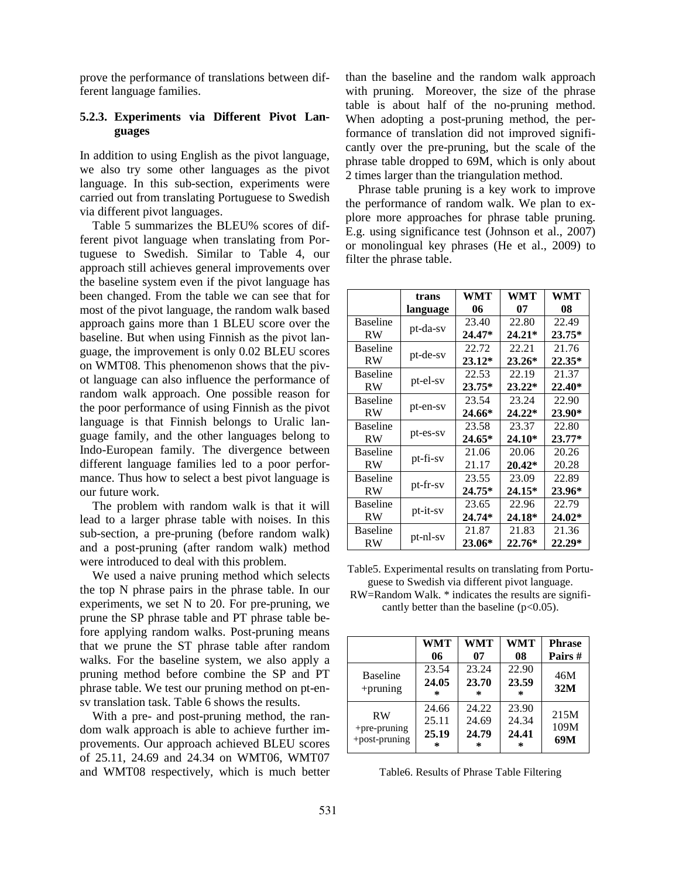prove the performance of translations between different language families.

### 5.2.3. Experiments via Different Pivot Languages

In addition to using English as the pivot language, we also try some other languages as the pivot language. In this sub-section, experiments were carried out from translating Portuguese to Swedish via different pivot languages.

Table 5 summarizes the BLEU% scores of different pivot language when translating from Portuguese to Swedish. Similar to Table 4, our approach still achieves general improvements over the baseline system even if the pivot language has been changed. From the table we can see that for most of the pivot language, the random walk based approach gains more than 1 BLEU score over the baseline. But when using Finnish as the pivot language, the improvement is only 0.02 BLEU scores on WMT08. This phenomenon shows that the pivot language can also influence the performance of random walk approach. One possible reason for the poor performance of using Finnish as the pivot language is that Finnish belongs to Uralic language family, and the other languages belong to Indo-European family. The divergence between different language families led to a poor performance. Thus how to select a best pivot language is our future work.

The problem with random walk is that it will lead to a larger phrase table with noises. In this sub-section, a pre-pruning (before random walk) and a post-pruning (after random walk) method were introduced to deal with this problem.

We used a naive pruning method which selects the top N phrase pairs in the phrase table. In our experiments, we set N to 20. For pre-pruning, we prune the SP phrase table and PT phrase table before applying random walks. Post-pruning means that we prune the ST phrase table after random walks. For the baseline system, we also apply a pruning method before combine the SP and PT phrase table. We test our pruning method on pt-en-sv translation task. Table 6 shows the results.

With a pre- and post-pruning method, the random walk approach is able to achieve further improvements. Our approach achieved BLEU scores of 25.11, 24.69 and 24.34 on WMT06, WMT07 and WMT08 respectively, which is much better than the baseline and the random walk approach with pruning. Moreover, the size of the phrase table is about half of the no-pruning method. When adopting a post-pruning method, the performance of translation did not improved significantly over the pre-pruning, but the scale of the phrase table dropped to 69M, which is only about 2 times larger than the triangulation method.

Phrase table pruning is a key work to improve the performance of random walk. We plan to explore more approaches for phrase table pruning. E.g. using significance test (Johnson et al., 2007) or monolingual key phrases (He et al., 2009) to filter the phrase table.

| | trans language | WMT 06 | WMT 07 | WMT 08 |
|---|---|---|---|---|
| Baseline | pt-da-sv | 23.40 | 22.80 | 22.49 |
| RW | | **24.47*** | **24.21*** | **23.75*** |
| Baseline | pt-de-sv | 22.72 | 22.21 | 21.76 |
| RW | | **23.12*** | **23.26*** | **22.35*** |
| Baseline | pt-el-sv | 22.53 | 22.19 | 21.37 |
| RW | | **23.75*** | **23.22*** | **22.40*** |
| Baseline | pt-en-sv | 23.54 | 23.24 | 22.90 |
| RW | | **24.66*** | **24.22*** | **23.90*** |
| Baseline | pt-es-sv | 23.58 | 23.37 | 22.80 |
| RW | | **24.65*** | **24.10*** | **23.77*** |
| Baseline | pt-fi-sv | 21.06 | 20.06 | 20.26 |
| RW | | 21.17 | **20.42*** | 20.28 |
| Baseline | pt-fr-sv | 23.55 | 23.09 | 22.89 |
| RW | | **24.75*** | **24.15*** | **23.96*** |
| Baseline | pt-it-sv | 23.65 | 22.96 | 22.79 |
| RW | | **24.74*** | **24.18*** | **24.02*** |
| Baseline | pt-nl-sv | 21.87 | 21.83 | 21.36 |
| RW | | **23.06*** | **22.76*** | **22.29*** |

Table5. Experimental results on translating from Portuguese to Swedish via different pivot language. RW=Random Walk. * indicates the results are significantly better than the baseline ($p<0.05$).

| | WMT 06 | WMT 07 | WMT 08 | Phrase Pairs # |
|---|---|---|---|---|
| Baseline | 23.54 | 23.24 | 22.90 | 46M |
| +pruning | **24.05*** | **23.70*** | **23.59*** | **32M** |
| RW | 24.66 | 24.22 | 23.90 | 215M |
| +pre-pruning | 25.11 | 24.69 | 24.34 | 109M |
| +post-pruning | **25.19*** | **24.79*** | **24.41*** | **69M** |

Table6. Results of Phrase Table Filtering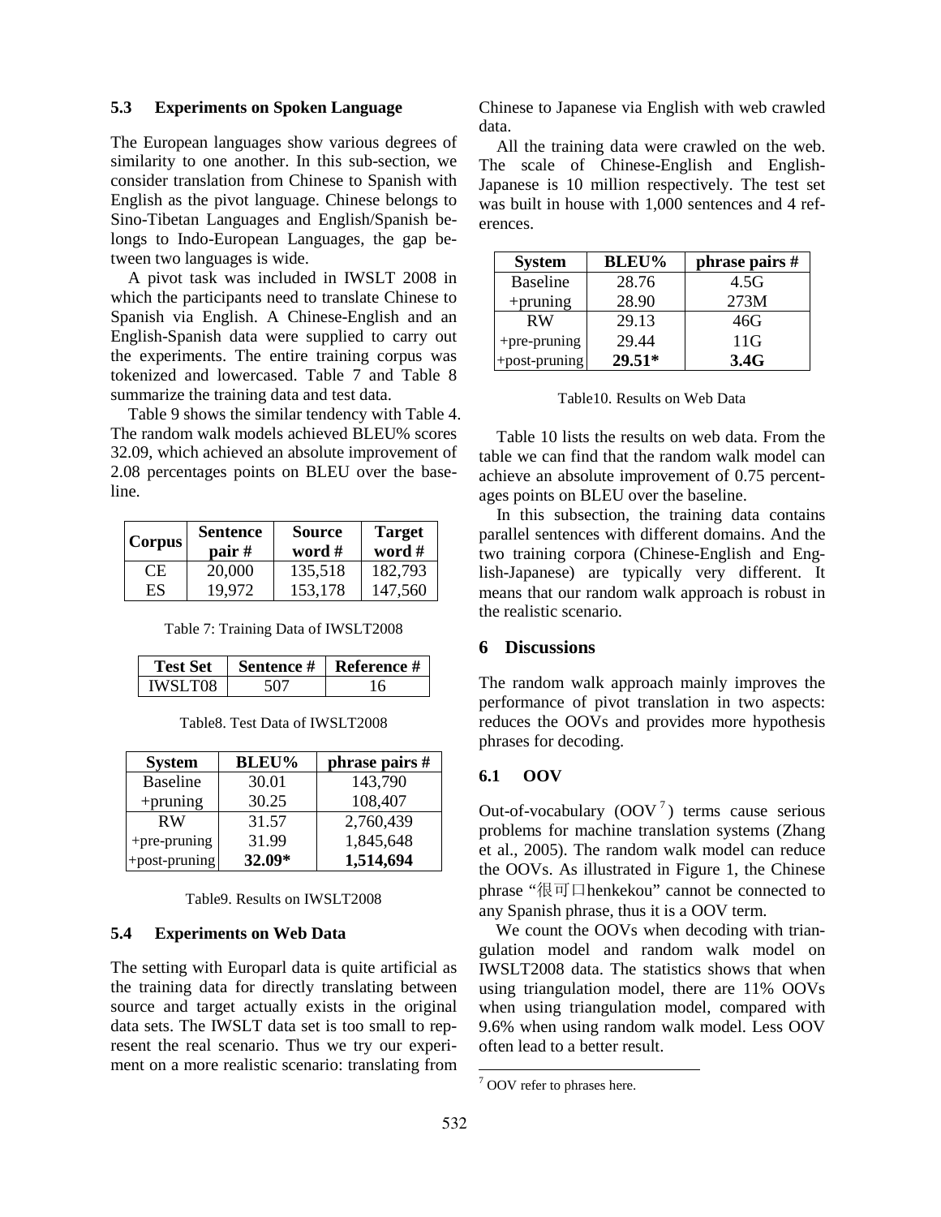### 5.3 Experiments on Spoken Language

The European languages show various degrees of similarity to one another. In this sub-section, we consider translation from Chinese to Spanish with English as the pivot language. Chinese belongs to Sino-Tibetan Languages and English/Spanish belongs to Indo-European Languages, the gap between two languages is wide.

A pivot task was included in IWSLT 2008 in which the participants need to translate Chinese to Spanish via English. A Chinese-English and an English-Spanish data were supplied to carry out the experiments. The entire training corpus was tokenized and lowercased. Table 7 and Table 8 summarize the training data and test data.

Table 9 shows the similar tendency with Table 4. The random walk models achieved BLEU% scores 32.09, which achieved an absolute improvement of 2.08 percentages points on BLEU over the baseline.

| Corpus | Sentence pair # | Source word # | Target word # |
|---|---|---|---|
| CE | 20,000 | 135,518 | 182,793 |
| ES | 19,972 | 153,178 | 147,560 |

Table 7: Training Data of IWSLT2008

| Test Set | Sentence # | Reference # |
|---|---|---|
| IWSLT08 | 507 | 16 |

Table8. Test Data of IWSLT2008

| System | BLEU% | phrase pairs # |
|---|---|---|
| Baseline | 30.01 | 143,790 |
| +pruning | 30.25 | 108,407 |
| RW | 31.57 | 2,760,439 |
| +pre-pruning | 31.99 | 1,845,648 |
| +post-pruning | **32.09*** | **1,514,694** |

Table9. Results on IWSLT2008

### 5.4 Experiments on Web Data

The setting with Europarl data is quite artificial as the training data for directly translating between source and target actually exists in the original data sets. The IWSLT data set is too small to represent the real scenario. Thus we try our experiment on a more realistic scenario: translating from Chinese to Japanese via English with web crawled data.

All the training data were crawled on the web. The scale of Chinese-English and English-Japanese is 10 million respectively. The test set was built in house with 1,000 sentences and 4 references.

| System | BLEU% | phrase pairs # |
|---|---|---|
| Baseline | 28.76 | 4.5G |
| +pruning | 28.90 | 273M |
| RW | 29.13 | 46G |
| +pre-pruning | 29.44 | 11G |
| +post-pruning | **29.51*** | **3.4G** |

Table10. Results on Web Data

Table 10 lists the results on web data. From the table we can find that the random walk model can achieve an absolute improvement of 0.75 percentages points on BLEU over the baseline.

In this subsection, the training data contains parallel sentences with different domains. And the two training corpora (Chinese-English and English-Japanese) are typically very different. It means that our random walk approach is robust in the realistic scenario.

## 6 Discussions

The random walk approach mainly improves the performance of pivot translation in two aspects: reduces the OOVs and provides more hypothesis phrases for decoding.

### 6.1 OOV

Out-of-vocabulary (OOV[7]) terms cause serious problems for machine translation systems (Zhang et al., 2005). The random walk model can reduce the OOVs. As illustrated in Figure 1, the Chinese phrase "很可口henkekou" cannot be connected to any Spanish phrase, thus it is a OOV term.

We count the OOVs when decoding with triangulation model and random walk model on IWSLT2008 data. The statistics shows that when using triangulation model, there are 11% OOVs when using triangulation model, compared with 9.6% when using random walk model. Less OOV often lead to a better result.

[7] OOV refer to phrases here.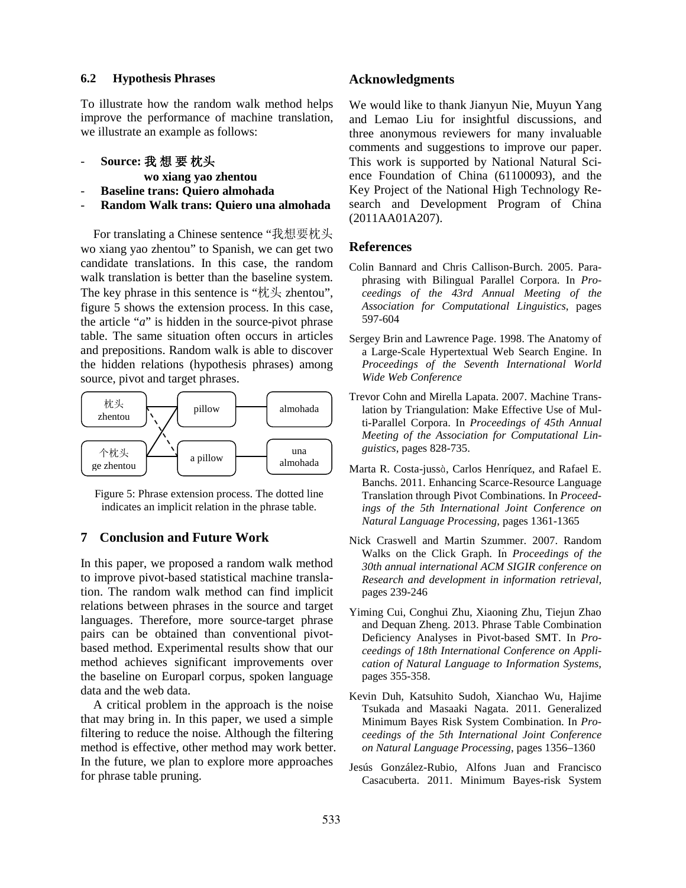### 6.2 Hypothesis Phrases

To illustrate how the random walk method helps improve the performance of machine translation, we illustrate an example as follows:

- **Source: 我 想 要 枕头**
  **wo xiang yao zhentou**
- **Baseline trans: Quiero almohada**
- **Random Walk trans: Quiero una almohada**

For translating a Chinese sentence "我想要枕头 wo xiang yao zhentou" to Spanish, we can get two candidate translations. In this case, the random walk translation is better than the baseline system. The key phrase in this sentence is "枕头 zhentou", figure 5 shows the extension process. In this case, the article "*a*" is hidden in the source-pivot phrase table. The same situation often occurs in articles and prepositions. Random walk is able to discover the hidden relations (hypothesis phrases) among source, pivot and target phrases.

Figure 5: Phrase extension process. The dotted line indicates an implicit relation in the phrase table.

## 7 Conclusion and Future Work

In this paper, we proposed a random walk method to improve pivot-based statistical machine translation. The random walk method can find implicit relations between phrases in the source and target languages. Therefore, more source-target phrase pairs can be obtained than conventional pivot-based method. Experimental results show that our method achieves significant improvements over the baseline on Europarl corpus, spoken language data and the web data.

A critical problem in the approach is the noise that may bring in. In this paper, we used a simple filtering to reduce the noise. Although the filtering method is effective, other method may work better. In the future, we plan to explore more approaches for phrase table pruning.

## Acknowledgments

We would like to thank Jianyun Nie, Muyun Yang and Lemao Liu for insightful discussions, and three anonymous reviewers for many invaluable comments and suggestions to improve our paper. This work is supported by National Natural Science Foundation of China (61100093), and the Key Project of the National High Technology Research and Development Program of China (2011AA01A207).

## References

Colin Bannard and Chris Callison-Burch. 2005. Paraphrasing with Bilingual Parallel Corpora. In *Proceedings of the 43rd Annual Meeting of the Association for Computational Linguistics*, pages 597-604

Sergey Brin and Lawrence Page. 1998. The Anatomy of a Large-Scale Hypertextual Web Search Engine. In *Proceedings of the Seventh International World Wide Web Conference*

Trevor Cohn and Mirella Lapata. 2007. Machine Translation by Triangulation: Make Effective Use of Multi-Parallel Corpora. In *Proceedings of 45th Annual Meeting of the Association for Computational Linguistics*, pages 828-735.

Marta R. Costa-jussà, Carlos Henríquez, and Rafael E. Banchs. 2011. Enhancing Scarce-Resource Language Translation through Pivot Combinations. In *Proceedings of the 5th International Joint Conference on Natural Language Processing*, pages 1361-1365

Nick Craswell and Martin Szummer. 2007. Random Walks on the Click Graph. In *Proceedings of the 30th annual international ACM SIGIR conference on Research and development in information retrieval,* pages 239-246

Yiming Cui, Conghui Zhu, Xiaoning Zhu, Tiejun Zhao and Dequan Zheng. 2013. Phrase Table Combination Deficiency Analyses in Pivot-based SMT. In *Proceedings of 18th International Conference on Application of Natural Language to Information Systems,* pages 355-358.

Kevin Duh, Katsuhito Sudoh, Xianchao Wu, Hajime Tsukada and Masaaki Nagata. 2011. Generalized Minimum Bayes Risk System Combination. In *Proceedings of the 5th International Joint Conference on Natural Language Processing*, pages 1356–1360

Jesús González-Rubio, Alfons Juan and Francisco Casacuberta. 2011. Minimum Bayes-risk System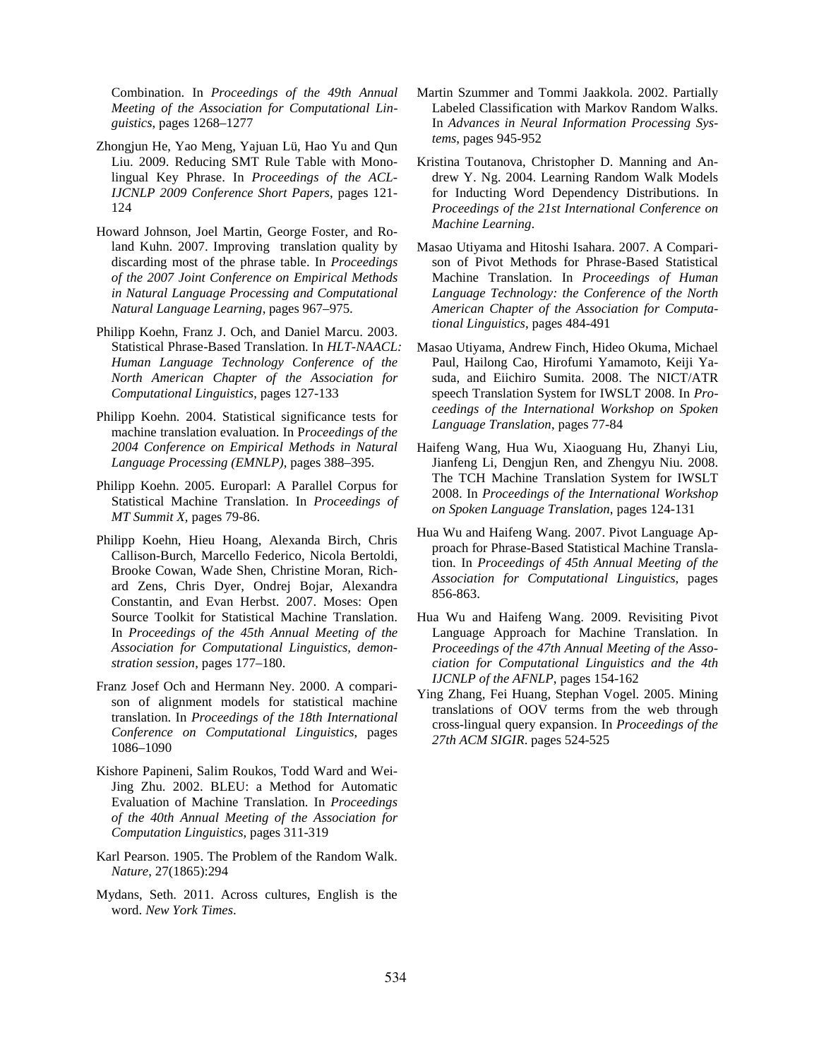Combination. In *Proceedings of the 49th Annual Meeting of the Association for Computational Linguistics*, pages 1268–1277

Zhongjun He, Yao Meng, Yajuan Lü, Hao Yu and Qun Liu. 2009. Reducing SMT Rule Table with Monolingual Key Phrase. In *Proceedings of the ACL-IJCNLP 2009 Conference Short Papers*, pages 121-124

Howard Johnson, Joel Martin, George Foster, and Roland Kuhn. 2007. Improving translation quality by discarding most of the phrase table. In *Proceedings of the 2007 Joint Conference on Empirical Methods in Natural Language Processing and Computational Natural Language Learning*, pages 967–975.

Philipp Koehn, Franz J. Och, and Daniel Marcu. 2003. Statistical Phrase-Based Translation. In *HLT-NAACL: Human Language Technology Conference of the North American Chapter of the Association for Computational Linguistics*, pages 127-133

Philipp Koehn. 2004. Statistical significance tests for machine translation evaluation. In *Proceedings of the 2004 Conference on Empirical Methods in Natural Language Processing (EMNLP)*, pages 388–395.

Philipp Koehn. 2005. Europarl: A Parallel Corpus for Statistical Machine Translation. In *Proceedings of MT Summit X*, pages 79-86.

Philipp Koehn, Hieu Hoang, Alexanda Birch, Chris Callison-Burch, Marcello Federico, Nicola Bertoldi, Brooke Cowan, Wade Shen, Christine Moran, Richard Zens, Chris Dyer, Ondrej Bojar, Alexandra Constantin, and Evan Herbst. 2007. Moses: Open Source Toolkit for Statistical Machine Translation. In *Proceedings of the 45th Annual Meeting of the Association for Computational Linguistics, demonstration session*, pages 177–180.

Franz Josef Och and Hermann Ney. 2000. A comparison of alignment models for statistical machine translation. In *Proceedings of the 18th International Conference on Computational Linguistics*, pages 1086–1090

Kishore Papineni, Salim Roukos, Todd Ward and Wei-Jing Zhu. 2002. BLEU: a Method for Automatic Evaluation of Machine Translation. In *Proceedings of the 40th Annual Meeting of the Association for Computation Linguistics*, pages 311-319

Karl Pearson. 1905. The Problem of the Random Walk. *Nature*, 27(1865):294

Mydans, Seth. 2011. Across cultures, English is the word. *New York Times*.

Martin Szummer and Tommi Jaakkola. 2002. Partially Labeled Classification with Markov Random Walks. In *Advances in Neural Information Processing Systems*, pages 945-952

Kristina Toutanova, Christopher D. Manning and Andrew Y. Ng. 2004. Learning Random Walk Models for Inducting Word Dependency Distributions. In *Proceedings of the 21st International Conference on Machine Learning*.

Masao Utiyama and Hitoshi Isahara. 2007. A Comparison of Pivot Methods for Phrase-Based Statistical Machine Translation. In *Proceedings of Human Language Technology: the Conference of the North American Chapter of the Association for Computational Linguistics*, pages 484-491

Masao Utiyama, Andrew Finch, Hideo Okuma, Michael Paul, Hailong Cao, Hirofumi Yamamoto, Keiji Yasuda, and Eiichiro Sumita. 2008. The NICT/ATR speech Translation System for IWSLT 2008. In *Proceedings of the International Workshop on Spoken Language Translation*, pages 77-84

Haifeng Wang, Hua Wu, Xiaoguang Hu, Zhanyi Liu, Jianfeng Li, Dengjun Ren, and Zhengyu Niu. 2008. The TCH Machine Translation System for IWSLT 2008. In *Proceedings of the International Workshop on Spoken Language Translation*, pages 124-131

Hua Wu and Haifeng Wang. 2007. Pivot Language Approach for Phrase-Based Statistical Machine Translation. In *Proceedings of 45th Annual Meeting of the Association for Computational Linguistics*, pages 856-863.

Hua Wu and Haifeng Wang. 2009. Revisiting Pivot Language Approach for Machine Translation. In *Proceedings of the 47th Annual Meeting of the Association for Computational Linguistics and the 4th IJCNLP of the AFNLP*, pages 154-162

Ying Zhang, Fei Huang, Stephan Vogel. 2005. Mining translations of OOV terms from the web through cross-lingual query expansion. In *Proceedings of the 27th ACM SIGIR*. pages 524-525